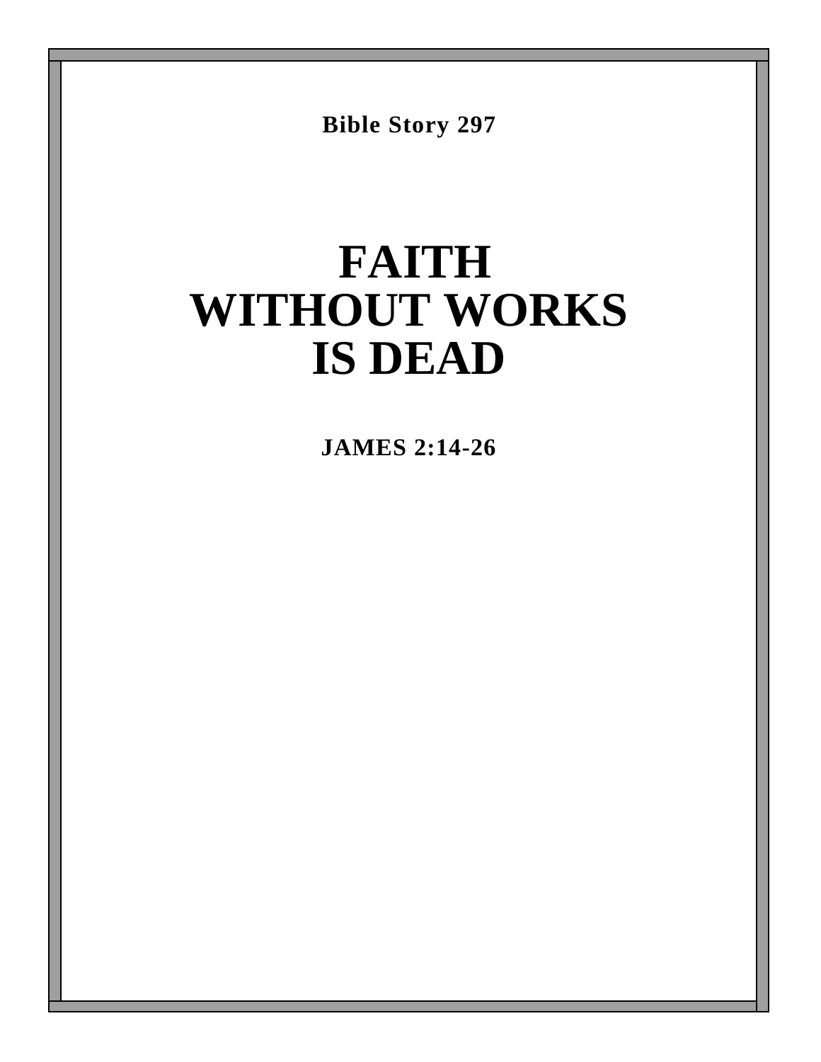**Bible Story 297**

# FAITH WITHOUT WORKS IS DEAD

**JAMES 2:14-26**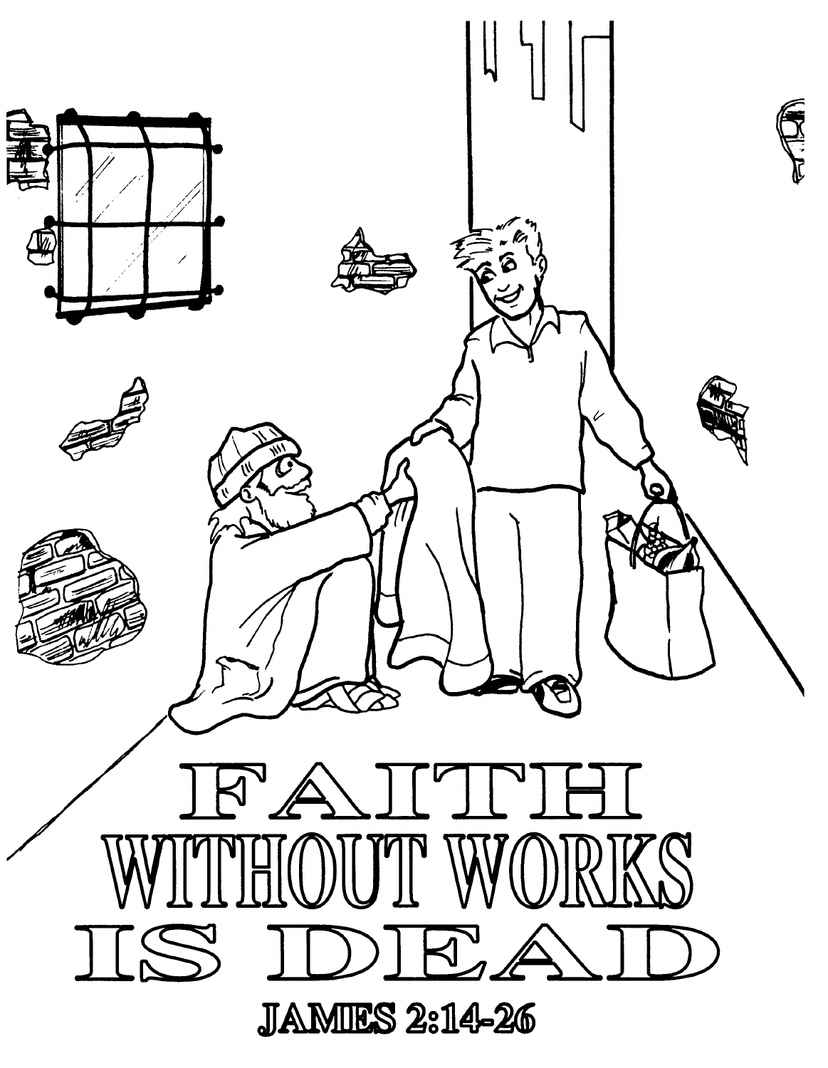# FAITH WITHOUT WORKS IS DEAD

**JAMES 2:14-26**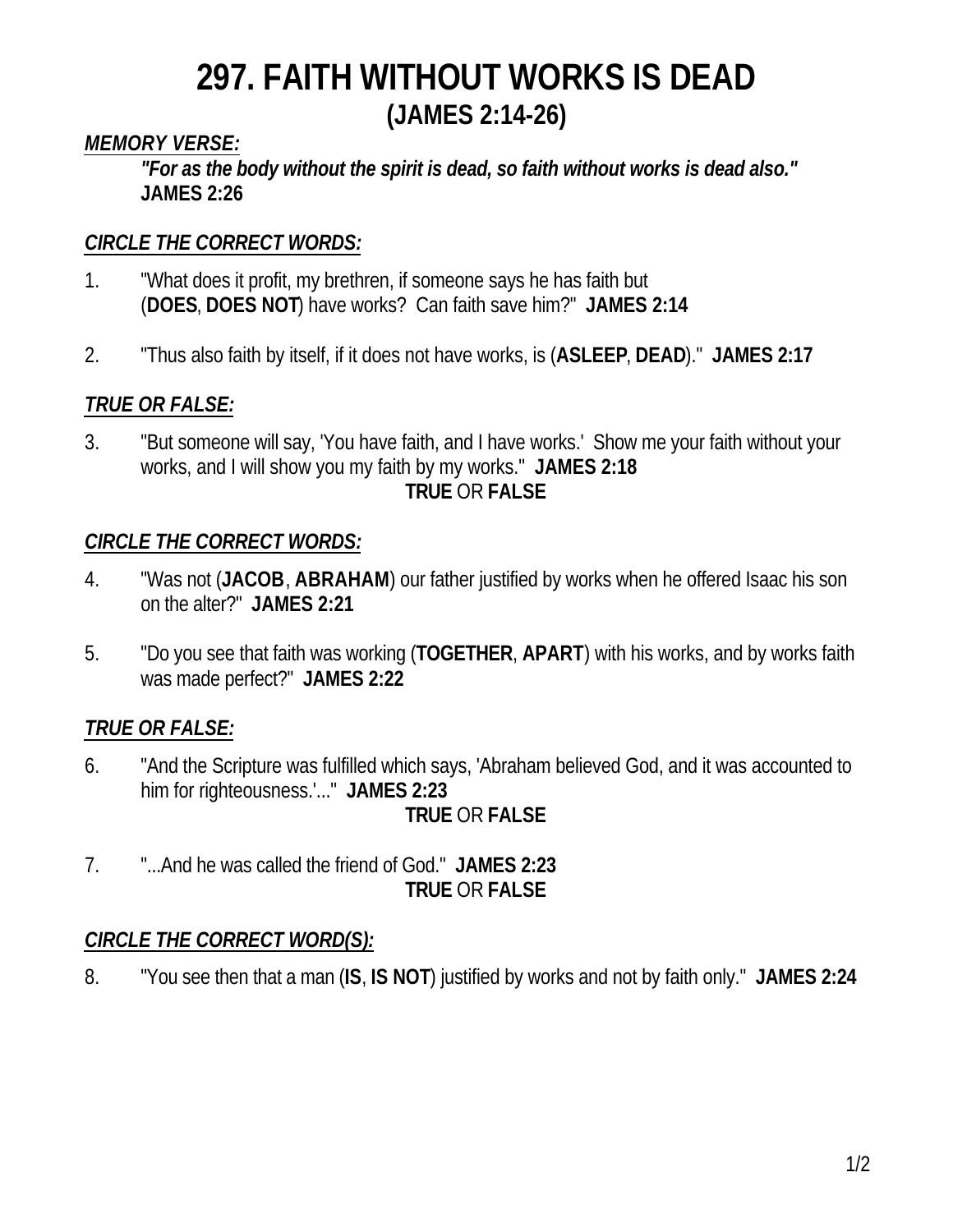# 297. FAITH WITHOUT WORKS IS DEAD
## (JAMES 2:14-26)

***MEMORY VERSE:***

> ***"For as the body without the spirit is dead, so faith without works is dead also."***
> **JAMES 2:26**

***CIRCLE THE CORRECT WORDS:***

1. "What does it profit, my brethren, if someone says he has faith but (**DOES**, **DOES NOT**) have works? Can faith save him?" **JAMES 2:14**

2. "Thus also faith by itself, if it does not have works, is (**ASLEEP**, **DEAD**)." **JAMES 2:17**

***TRUE OR FALSE:***

3. "But someone will say, 'You have faith, and I have works.' Show me your faith without your works, and I will show you my faith by my works." **JAMES 2:18**
   **TRUE** OR **FALSE**

***CIRCLE THE CORRECT WORDS:***

4. "Was not (**JACOB**, **ABRAHAM**) our father justified by works when he offered Isaac his son on the alter?" **JAMES 2:21**

5. "Do you see that faith was working (**TOGETHER**, **APART**) with his works, and by works faith was made perfect?" **JAMES 2:22**

***TRUE OR FALSE:***

6. "And the Scripture was fulfilled which says, 'Abraham believed God, and it was accounted to him for righteousness.'..." **JAMES 2:23**
   **TRUE** OR **FALSE**

7. "...And he was called the friend of God." **JAMES 2:23**
   **TRUE** OR **FALSE**

***CIRCLE THE CORRECT WORD(S):***

8. "You see then that a man (**IS**, **IS NOT**) justified by works and not by faith only." **JAMES 2:24**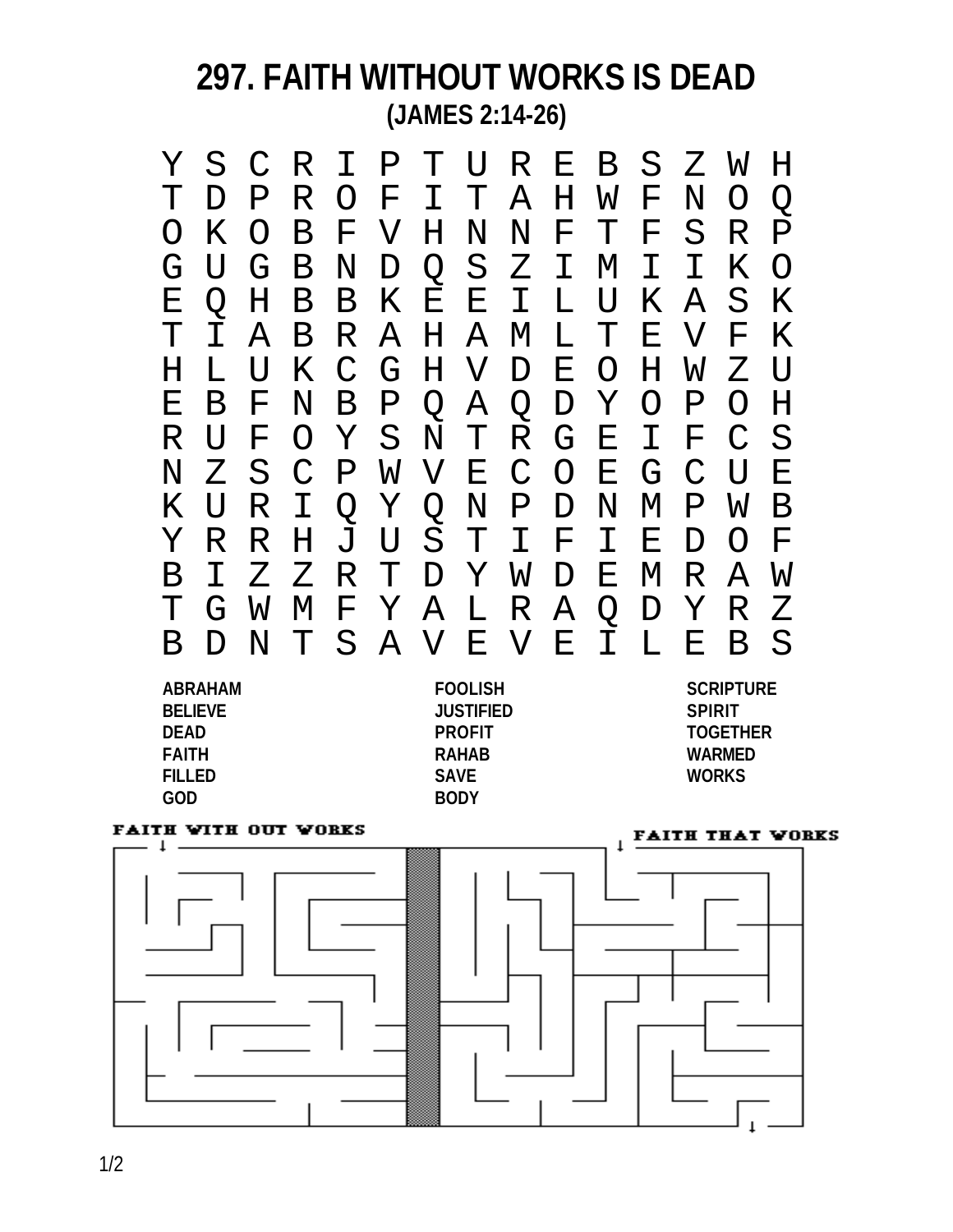# 297. FAITH WITHOUT WORKS IS DEAD

**(JAMES 2:14-26)**

```
Y S C R I P T U R E B S Z W H
T D P R O F I T A H W F N O Q
O K O B F V H N N F T F S R P
G U G B N D Q S Z I M I I K O
E Q H B B K E E I L U K A S K
T I A B R A H A M L T E V F K
H L U K C G H V D E O H W Z U
E B F N B P Q A Q D Y O P O H
R U F O Y S N T R G E I F C S
N Z S C P W V E C O E G C U E
K U R I Q Y Q N P D N M P W B
Y R R H J U S T I F I E D O F
B I Z Z R T D Y W D E M R A W
T G W M F Y A L R A Q D Y R Z
B D N T S A V E V E I L E B S
```

ABRAHAM
BELIEVE
DEAD
FAITH
FILLED
GOD

FOOLISH
JUSTIFIED
PROFIT
RAHAB
SAVE
BODY

SCRIPTURE
SPIRIT
TOGETHER
WARMED
WORKS

FAITH WITH OUT WORKS

FAITH THAT WORKS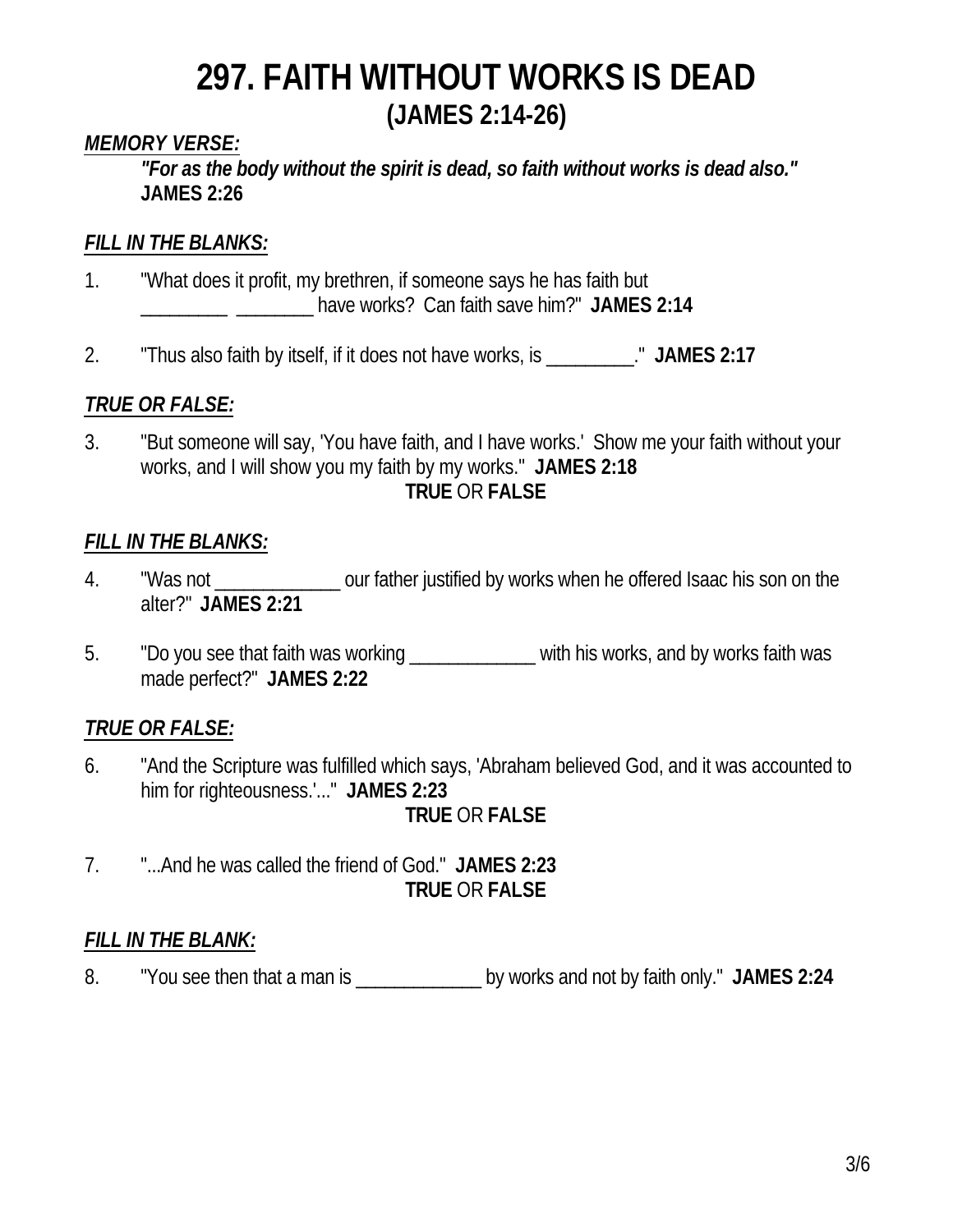# 297. FAITH WITHOUT WORKS IS DEAD
## (JAMES 2:14-26)

***MEMORY VERSE:***

> ***"For as the body without the spirit is dead, so faith without works is dead also."***
> **JAMES 2:26**

***FILL IN THE BLANKS:***

1. "What does it profit, my brethren, if someone says he has faith but _________ ________ have works? Can faith save him?" **JAMES 2:14**

2. "Thus also faith by itself, if it does not have works, is _________." **JAMES 2:17**

***TRUE OR FALSE:***

3. "But someone will say, 'You have faith, and I have works.' Show me your faith without your works, and I will show you my faith by my works." **JAMES 2:18**
   **TRUE** OR **FALSE**

***FILL IN THE BLANKS:***

4. "Was not _____________ our father justified by works when he offered Isaac his son on the alter?" **JAMES 2:21**

5. "Do you see that faith was working _____________ with his works, and by works faith was made perfect?" **JAMES 2:22**

***TRUE OR FALSE:***

6. "And the Scripture was fulfilled which says, 'Abraham believed God, and it was accounted to him for righteousness.'..." **JAMES 2:23**
   **TRUE** OR **FALSE**

7. "...And he was called the friend of God." **JAMES 2:23**
   **TRUE** OR **FALSE**

***FILL IN THE BLANK:***

8. "You see then that a man is _____________ by works and not by faith only." **JAMES 2:24**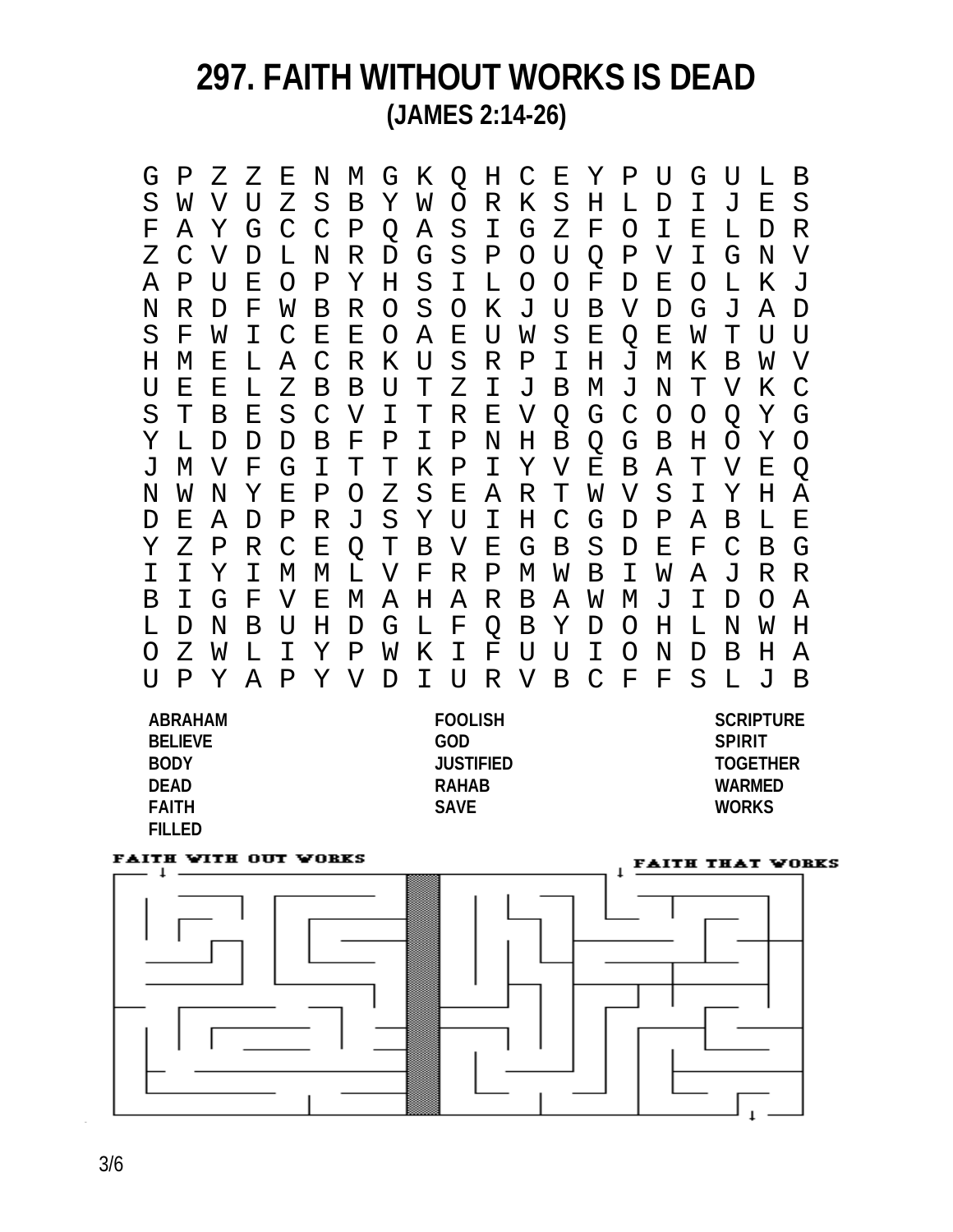# 297. FAITH WITHOUT WORKS IS DEAD

## (JAMES 2:14-26)

```
G P Z Z E N M G K Q H C E Y P U G U L B
S W V U Z S B Y W O R K S H L D I J E S
F A Y G C C P Q A S I G Z F O I E L D R
Z C V D L N R D G S P O U Q P V I G N V
A P U E O P Y H S I L O O F D E O L K J
N R D F W B R O S O K J U B V D G J A D
S F W I C E E O A E U W S E Q E W T U U
H M E L A C R K U S R P I H J M K B W V
U E E L Z B B U T Z I J B M J N T V K C
S T B E S C V I T R E V Q G C O O Q Y G
Y L D D D B F P I P N H B Q G B H O Y O
J M V F G I T T K P I Y V E B A T V E Q
N W N Y E P O Z S E A R T W V S I Y H A
D E A D P R J S Y U I H C G D P A B L E
Y Z P R C E Q T B V E G B S D E F C B G
I I Y I M M L V F R P M W B I W A J R R
B I G F V E M A H A R B A W M J I D O A
L D N B U H D G L F Q B Y D O H L N W H
O Z W L I Y P W K I F U U I O N D B H A
U P Y A P Y V D I U R V B C F F S L J B
```

| | | |
|---|---|---|
| ABRAHAM | FOOLISH | SCRIPTURE |
| BELIEVE | GOD | SPIRIT |
| BODY | JUSTIFIED | TOGETHER |
| DEAD | RAHAB | WARMED |
| FAITH | SAVE | WORKS |
| FILLED | | |

FAITH WITH OUT WORKS

FAITH THAT WORKS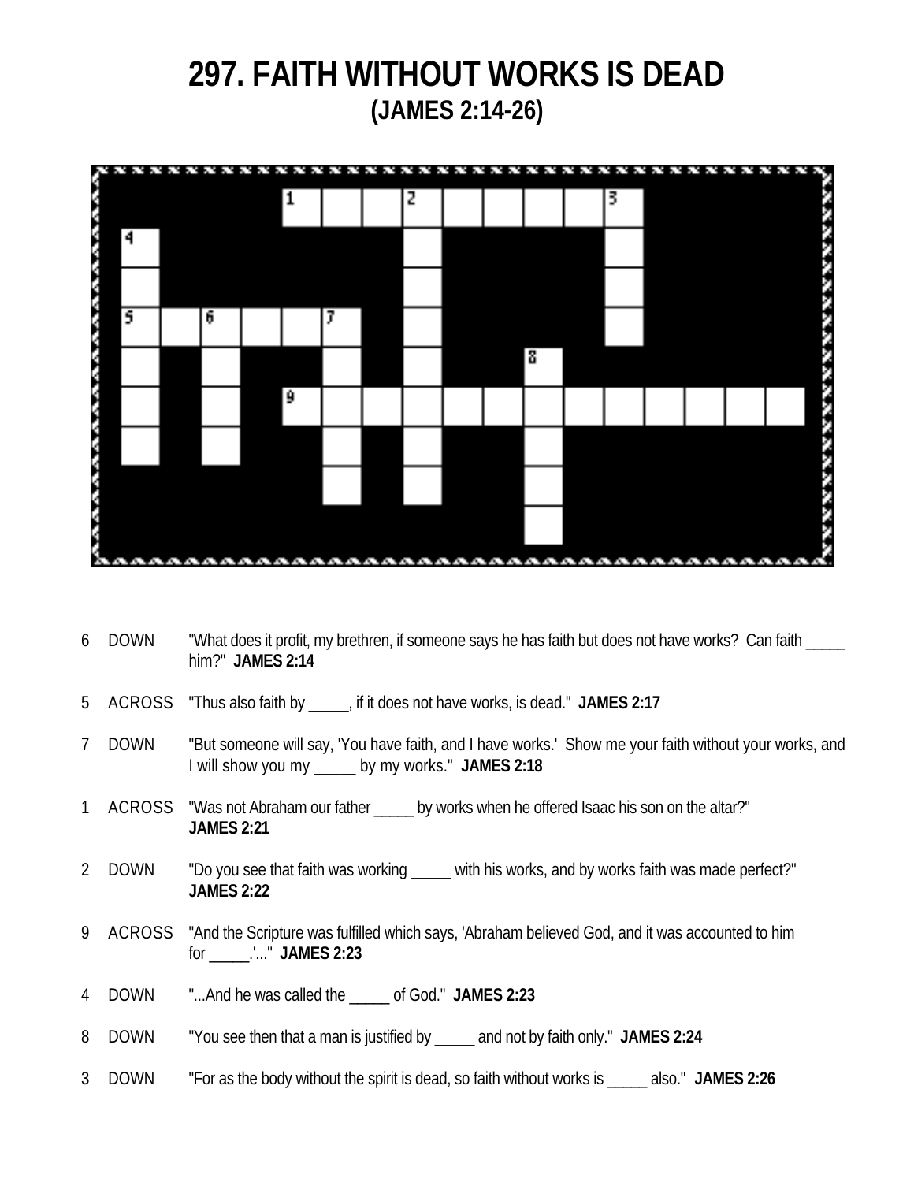# 297. FAITH WITHOUT WORKS IS DEAD
## (JAMES 2:14-26)

| | | |
|---|---|---|
| 6 | DOWN | "What does it profit, my brethren, if someone says he has faith but does not have works? Can faith _____ him?" **JAMES 2:14** |
| 5 | ACROSS | "Thus also faith by _____, if it does not have works, is dead." **JAMES 2:17** |
| 7 | DOWN | "But someone will say, 'You have faith, and I have works.' Show me your faith without your works, and I will show you my _____ by my works." **JAMES 2:18** |
| 1 | ACROSS | "Was not Abraham our father _____ by works when he offered Isaac his son on the altar?" **JAMES 2:21** |
| 2 | DOWN | "Do you see that faith was working _____ with his works, and by works faith was made perfect?" **JAMES 2:22** |
| 9 | ACROSS | "And the Scripture was fulfilled which says, 'Abraham believed God, and it was accounted to him for _____.'..." **JAMES 2:23** |
| 4 | DOWN | "...And he was called the _____ of God." **JAMES 2:23** |
| 8 | DOWN | "You see then that a man is justified by _____ and not by faith only." **JAMES 2:24** |
| 3 | DOWN | "For as the body without the spirit is dead, so faith without works is _____ also." **JAMES 2:26** |